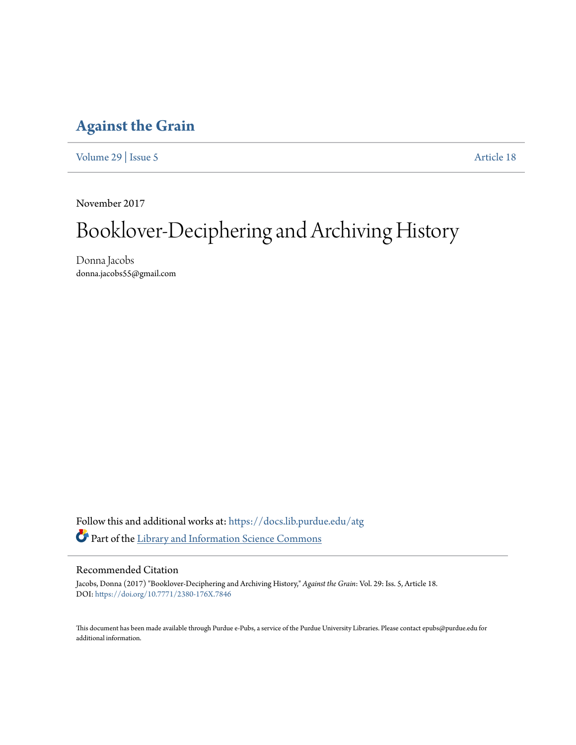# Against the Grain

Volume 29 | Issue 5 Article 18

November 2017

# Booklover-Deciphering and Archiving History

Donna Jacobs
donna.jacobs55@gmail.com

Follow this and additional works at: https://docs.lib.purdue.edu/atg

Part of the Library and Information Science Commons

## Recommended Citation

Jacobs, Donna (2017) "Booklover-Deciphering and Archiving History," *Against the Grain*: Vol. 29: Iss. 5, Article 18.
DOI: https://doi.org/10.7771/2380-176X.7846

This document has been made available through Purdue e-Pubs, a service of the Purdue University Libraries. Please contact epubs@purdue.edu for additional information.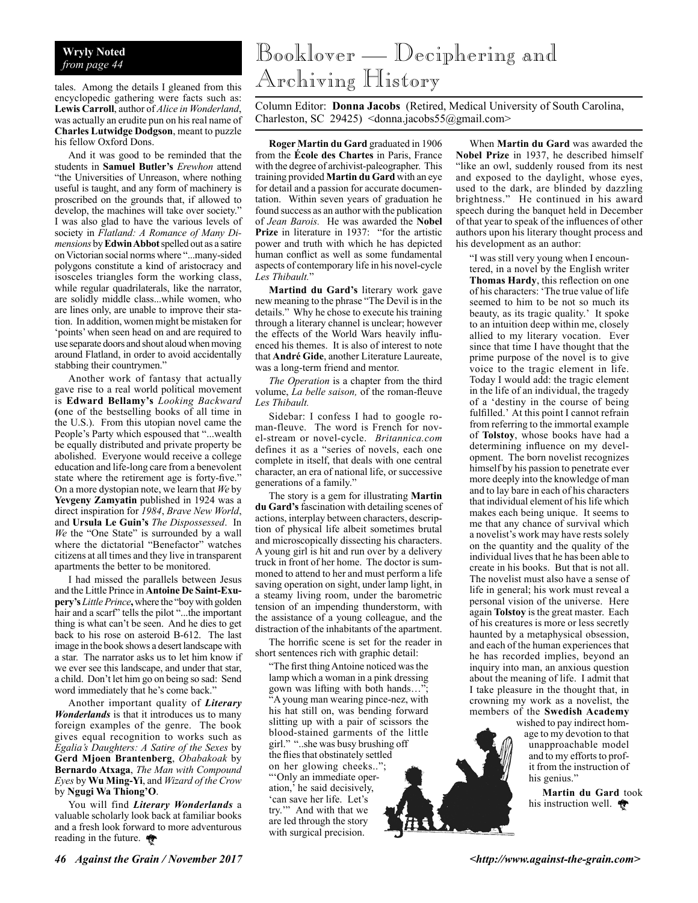**Wryly Noted**
*from page 44*

tales. Among the details I gleaned from this encyclopedic gathering were facts such as: **Lewis Carroll**, author of *Alice in Wonderland*, was actually an erudite pun on his real name of **Charles Lutwidge Dodgson**, meant to puzzle his fellow Oxford Dons.

And it was good to be reminded that the students in **Samuel Butler's** *Erewhon* attend "the Universities of Unreason, where nothing useful is taught, and any form of machinery is proscribed on the grounds that, if allowed to develop, the machines will take over society." I was also glad to have the various levels of society in *Flatland: A Romance of Many Dimensions* by **Edwin Abbot** spelled out as a satire on Victorian social norms where "...many-sided polygons constitute a kind of aristocracy and isosceles triangles form the working class, while regular quadrilaterals, like the narrator, are solidly middle class...while women, who are lines only, are unable to improve their station. In addition, women might be mistaken for 'points' when seen head on and are required to use separate doors and shout aloud when moving around Flatland, in order to avoid accidentally stabbing their countrymen."

Another work of fantasy that actually gave rise to a real world political movement is **Edward Bellamy's** *Looking Backward* (one of the bestselling books of all time in the U.S.). From this utopian novel came the People's Party which espoused that "...wealth be equally distributed and private property be abolished. Everyone would receive a college education and life-long care from a benevolent state where the retirement age is forty-five." On a more dystopian note, we learn that *We* by **Yevgeny Zamyatin** published in 1924 was a direct inspiration for *1984*, *Brave New World*, and **Ursula Le Guin's** *The Dispossessed*. In *We* the "One State" is surrounded by a wall where the dictatorial "Benefactor" watches citizens at all times and they live in transparent apartments the better to be monitored.

I had missed the parallels between Jesus and the Little Prince in **Antoine De Saint-Exupery's** *Little Prince***,** where the "boy with golden hair and a scarf" tells the pilot "...the important thing is what can't be seen. And he dies to get back to his rose on asteroid B-612. The last image in the book shows a desert landscape with a star. The narrator asks us to let him know if we ever see this landscape, and under that star, a child. Don't let him go on being so sad: Send word immediately that he's come back."

Another important quality of ***Literary Wonderlands*** is that it introduces us to many foreign examples of the genre. The book gives equal recognition to works such as *Egalia's Daughters: A Satire of the Sexes* by **Gerd Mjoen Brantenberg**, *Obabakoak* by **Bernardo Atxaga**, *The Man with Compound Eyes* by **Wu Ming-Yi**, and *Wizard of the Crow* by **Ngugi Wa Thiong'O**.

You will find ***Literary Wonderlands*** a valuable scholarly look back at familiar books and a fresh look forward to more adventurous reading in the future.

# Booklover — Deciphering and Archiving History

Column Editor: **Donna Jacobs** (Retired, Medical University of South Carolina, Charleston, SC 29425) <donna.jacobs55@gmail.com>

**Roger Martin du Gard** graduated in 1906 from the **École des Chartes** in Paris, France with the degree of archivist-paleographer. This training provided **Martin du Gard** with an eye for detail and a passion for accurate documentation. Within seven years of graduation he found success as an author with the publication of *Jean Barois.* He was awarded the **Nobel Prize** in literature in 1937: "for the artistic power and truth with which he has depicted human conflict as well as some fundamental aspects of contemporary life in his novel-cycle *Les Thibault.*"

**Martind du Gard's** literary work gave new meaning to the phrase "The Devil is in the details." Why he chose to execute his training through a literary channel is unclear; however the effects of the World Wars heavily influenced his themes. It is also of interest to note that **André Gide**, another Literature Laureate, was a long-term friend and mentor.

*The Operation* is a chapter from the third volume, *La belle saison,* of the roman-fleuve *Les Thibault.*

Sidebar: I confess I had to google roman-fleuve. The word is French for novel-stream or novel-cycle. *Britannica.com* defines it as a "series of novels, each one complete in itself, that deals with one central character, an era of national life, or successive generations of a family."

The story is a gem for illustrating **Martin du Gard's** fascination with detailing scenes of actions, interplay between characters, description of physical life albeit sometimes brutal and microscopically dissecting his characters. A young girl is hit and run over by a delivery truck in front of her home. The doctor is summoned to attend to her and must perform a life saving operation on sight, under lamp light, in a steamy living room, under the barometric tension of an impending thunderstorm, with the assistance of a young colleague, and the distraction of the inhabitants of the apartment.

The horrific scene is set for the reader in short sentences rich with graphic detail:

> "The first thing Antoine noticed was the lamp which a woman in a pink dressing gown was lifting with both hands…"; "A young man wearing pince-nez, with his hat still on, was bending forward slitting up with a pair of scissors the blood-stained garments of the little girl." "..she was busy brushing off the flies that obstinately settled on her glowing cheeks.."; "'Only an immediate operation,' he said decisively, 'can save her life. Let's try.'" And with that we are led through the story with surgical precision.

When **Martin du Gard** was awarded the **Nobel Prize** in 1937, he described himself "like an owl, suddenly roused from its nest and exposed to the daylight, whose eyes, used to the dark, are blinded by dazzling brightness." He continued in his award speech during the banquet held in December of that year to speak of the influences of other authors upon his literary thought process and his development as an author:

> "I was still very young when I encountered, in a novel by the English writer **Thomas Hardy**, this reflection on one of his characters: 'The true value of life seemed to him to be not so much its beauty, as its tragic quality.' It spoke to an intuition deep within me, closely allied to my literary vocation. Ever since that time I have thought that the prime purpose of the novel is to give voice to the tragic element in life. Today I would add: the tragic element in the life of an individual, the tragedy of a 'destiny in the course of being fulfilled.' At this point I cannot refrain from referring to the immortal example of **Tolstoy**, whose books have had a determining influence on my development. The born novelist recognizes himself by his passion to penetrate ever more deeply into the knowledge of man and to lay bare in each of his characters that individual element of his life which makes each being unique. It seems to me that any chance of survival which a novelist's work may have rests solely on the quantity and the quality of the individual lives that he has been able to create in his books. But that is not all. The novelist must also have a sense of life in general; his work must reveal a personal vision of the universe. Here again **Tolstoy** is the great master. Each of his creatures is more or less secretly haunted by a metaphysical obsession, and each of the human experiences that he has recorded implies, beyond an inquiry into man, an anxious question about the meaning of life. I admit that I take pleasure in the thought that, in crowning my work as a novelist, the members of the **Swedish Academy** wished to pay indirect homage to my devotion to that unapproachable model and to my efforts to profit from the instruction of his genius."

**Martin du Gard** took his instruction well.